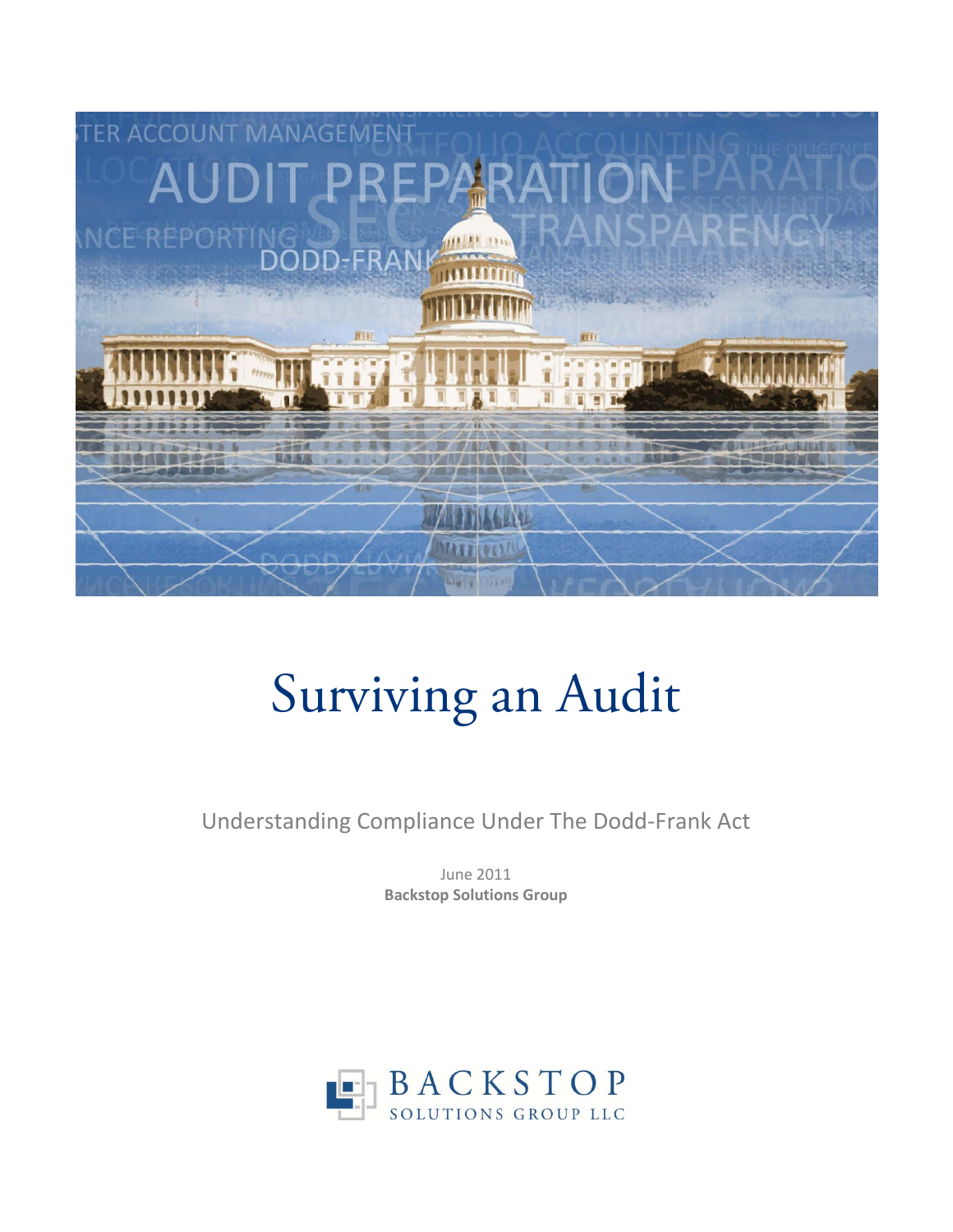# Surviving an Audit

Understanding Compliance Under The Dodd-Frank Act

June 2011
**Backstop Solutions Group**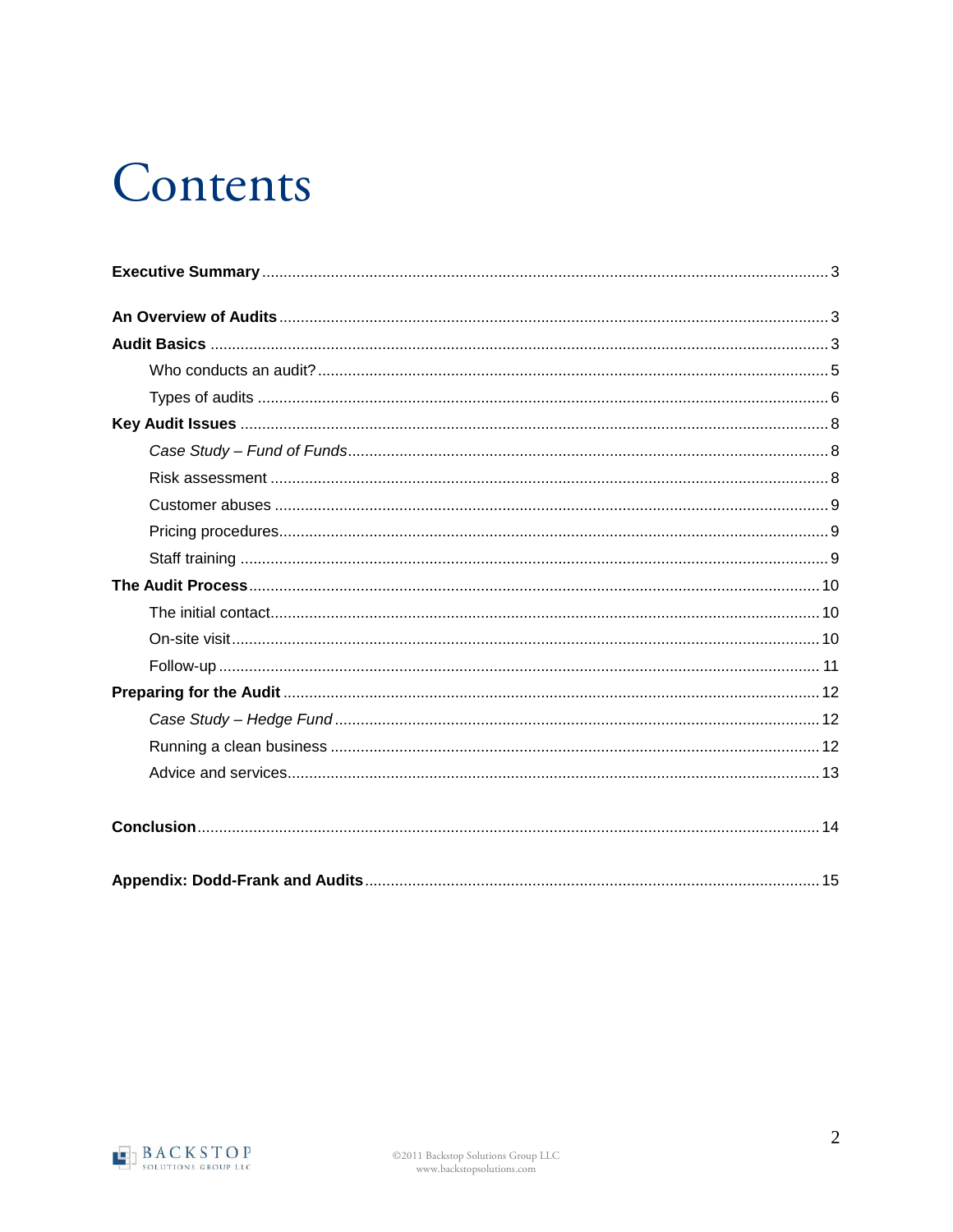# Contents

**Executive Summary** .......... 3

**An Overview of Audits** .......... 3

**Audit Basics** .......... 3

- Who conducts an audit? .......... 5
- Types of audits .......... 6

**Key Audit Issues** .......... 8

- *Case Study – Fund of Funds* .......... 8
- Risk assessment .......... 8
- Customer abuses .......... 9
- Pricing procedures .......... 9
- Staff training .......... 9

**The Audit Process** .......... 10

- The initial contact .......... 10
- On-site visit .......... 10
- Follow-up .......... 11

**Preparing for the Audit** .......... 12

- *Case Study – Hedge Fund* .......... 12
- Running a clean business .......... 12
- Advice and services .......... 13

**Conclusion** .......... 14

**Appendix: Dodd-Frank and Audits** .......... 15

©2011 Backstop Solutions Group LLC
www.backstopsolutions.com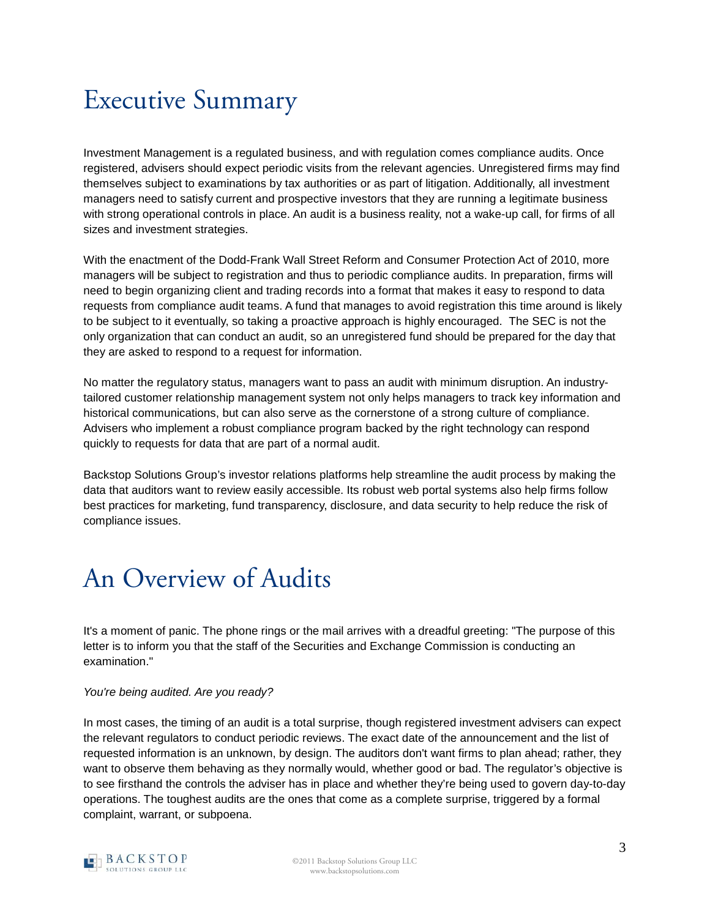# Executive Summary

Investment Management is a regulated business, and with regulation comes compliance audits. Once registered, advisers should expect periodic visits from the relevant agencies. Unregistered firms may find themselves subject to examinations by tax authorities or as part of litigation. Additionally, all investment managers need to satisfy current and prospective investors that they are running a legitimate business with strong operational controls in place. An audit is a business reality, not a wake-up call, for firms of all sizes and investment strategies.

With the enactment of the Dodd-Frank Wall Street Reform and Consumer Protection Act of 2010, more managers will be subject to registration and thus to periodic compliance audits. In preparation, firms will need to begin organizing client and trading records into a format that makes it easy to respond to data requests from compliance audit teams. A fund that manages to avoid registration this time around is likely to be subject to it eventually, so taking a proactive approach is highly encouraged. The SEC is not the only organization that can conduct an audit, so an unregistered fund should be prepared for the day that they are asked to respond to a request for information.

No matter the regulatory status, managers want to pass an audit with minimum disruption. An industry-tailored customer relationship management system not only helps managers to track key information and historical communications, but can also serve as the cornerstone of a strong culture of compliance. Advisers who implement a robust compliance program backed by the right technology can respond quickly to requests for data that are part of a normal audit.

Backstop Solutions Group's investor relations platforms help streamline the audit process by making the data that auditors want to review easily accessible. Its robust web portal systems also help firms follow best practices for marketing, fund transparency, disclosure, and data security to help reduce the risk of compliance issues.

# An Overview of Audits

It's a moment of panic. The phone rings or the mail arrives with a dreadful greeting: "The purpose of this letter is to inform you that the staff of the Securities and Exchange Commission is conducting an examination."

*You're being audited. Are you ready?*

In most cases, the timing of an audit is a total surprise, though registered investment advisers can expect the relevant regulators to conduct periodic reviews. The exact date of the announcement and the list of requested information is an unknown, by design. The auditors don't want firms to plan ahead; rather, they want to observe them behaving as they normally would, whether good or bad. The regulator's objective is to see firsthand the controls the adviser has in place and whether they're being used to govern day-to-day operations. The toughest audits are the ones that come as a complete surprise, triggered by a formal complaint, warrant, or subpoena.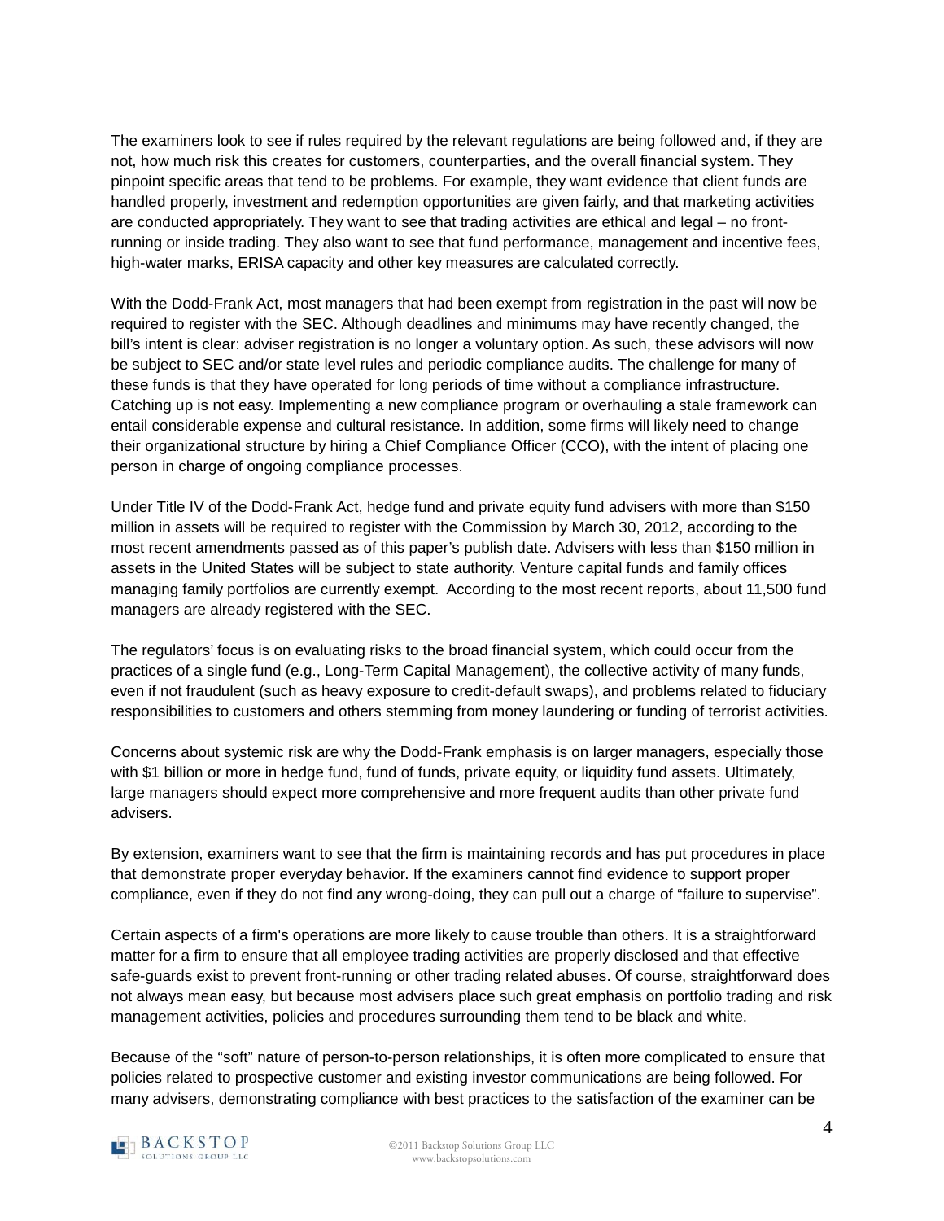The examiners look to see if rules required by the relevant regulations are being followed and, if they are not, how much risk this creates for customers, counterparties, and the overall financial system. They pinpoint specific areas that tend to be problems. For example, they want evidence that client funds are handled properly, investment and redemption opportunities are given fairly, and that marketing activities are conducted appropriately. They want to see that trading activities are ethical and legal – no front-running or inside trading. They also want to see that fund performance, management and incentive fees, high-water marks, ERISA capacity and other key measures are calculated correctly.

With the Dodd-Frank Act, most managers that had been exempt from registration in the past will now be required to register with the SEC. Although deadlines and minimums may have recently changed, the bill's intent is clear: adviser registration is no longer a voluntary option. As such, these advisors will now be subject to SEC and/or state level rules and periodic compliance audits. The challenge for many of these funds is that they have operated for long periods of time without a compliance infrastructure. Catching up is not easy. Implementing a new compliance program or overhauling a stale framework can entail considerable expense and cultural resistance. In addition, some firms will likely need to change their organizational structure by hiring a Chief Compliance Officer (CCO), with the intent of placing one person in charge of ongoing compliance processes.

Under Title IV of the Dodd-Frank Act, hedge fund and private equity fund advisers with more than $150 million in assets will be required to register with the Commission by March 30, 2012, according to the most recent amendments passed as of this paper's publish date. Advisers with less than $150 million in assets in the United States will be subject to state authority. Venture capital funds and family offices managing family portfolios are currently exempt. According to the most recent reports, about 11,500 fund managers are already registered with the SEC.

The regulators' focus is on evaluating risks to the broad financial system, which could occur from the practices of a single fund (e.g., Long-Term Capital Management), the collective activity of many funds, even if not fraudulent (such as heavy exposure to credit-default swaps), and problems related to fiduciary responsibilities to customers and others stemming from money laundering or funding of terrorist activities.

Concerns about systemic risk are why the Dodd-Frank emphasis is on larger managers, especially those with $1 billion or more in hedge fund, fund of funds, private equity, or liquidity fund assets. Ultimately, large managers should expect more comprehensive and more frequent audits than other private fund advisers.

By extension, examiners want to see that the firm is maintaining records and has put procedures in place that demonstrate proper everyday behavior. If the examiners cannot find evidence to support proper compliance, even if they do not find any wrong-doing, they can pull out a charge of "failure to supervise".

Certain aspects of a firm's operations are more likely to cause trouble than others. It is a straightforward matter for a firm to ensure that all employee trading activities are properly disclosed and that effective safe-guards exist to prevent front-running or other trading related abuses. Of course, straightforward does not always mean easy, but because most advisers place such great emphasis on portfolio trading and risk management activities, policies and procedures surrounding them tend to be black and white.

Because of the "soft" nature of person-to-person relationships, it is often more complicated to ensure that policies related to prospective customer and existing investor communications are being followed. For many advisers, demonstrating compliance with best practices to the satisfaction of the examiner can be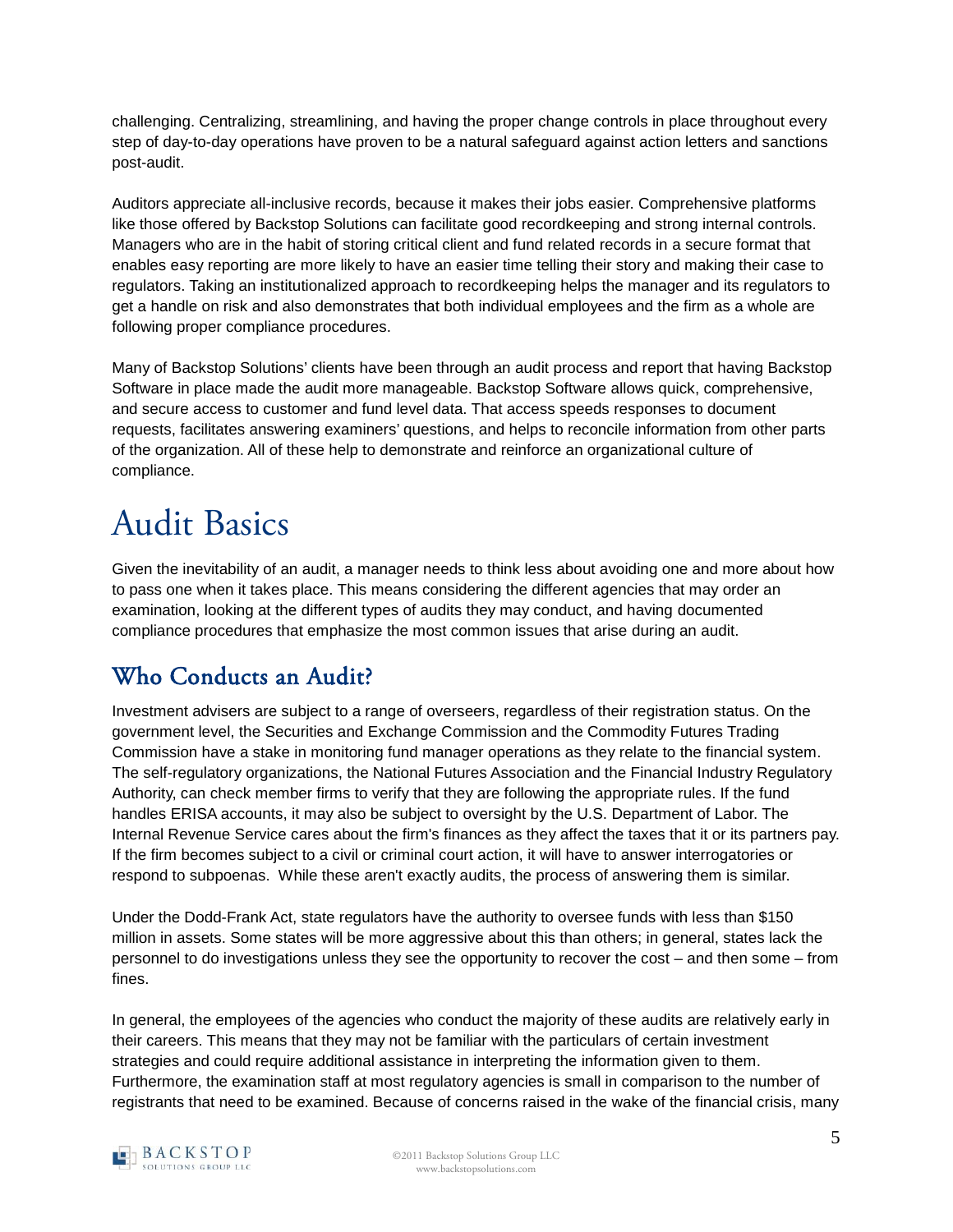challenging. Centralizing, streamlining, and having the proper change controls in place throughout every step of day-to-day operations have proven to be a natural safeguard against action letters and sanctions post-audit.

Auditors appreciate all-inclusive records, because it makes their jobs easier. Comprehensive platforms like those offered by Backstop Solutions can facilitate good recordkeeping and strong internal controls. Managers who are in the habit of storing critical client and fund related records in a secure format that enables easy reporting are more likely to have an easier time telling their story and making their case to regulators. Taking an institutionalized approach to recordkeeping helps the manager and its regulators to get a handle on risk and also demonstrates that both individual employees and the firm as a whole are following proper compliance procedures.

Many of Backstop Solutions' clients have been through an audit process and report that having Backstop Software in place made the audit more manageable. Backstop Software allows quick, comprehensive, and secure access to customer and fund level data. That access speeds responses to document requests, facilitates answering examiners' questions, and helps to reconcile information from other parts of the organization. All of these help to demonstrate and reinforce an organizational culture of compliance.

# Audit Basics

Given the inevitability of an audit, a manager needs to think less about avoiding one and more about how to pass one when it takes place. This means considering the different agencies that may order an examination, looking at the different types of audits they may conduct, and having documented compliance procedures that emphasize the most common issues that arise during an audit.

## Who Conducts an Audit?

Investment advisers are subject to a range of overseers, regardless of their registration status. On the government level, the Securities and Exchange Commission and the Commodity Futures Trading Commission have a stake in monitoring fund manager operations as they relate to the financial system. The self-regulatory organizations, the National Futures Association and the Financial Industry Regulatory Authority, can check member firms to verify that they are following the appropriate rules. If the fund handles ERISA accounts, it may also be subject to oversight by the U.S. Department of Labor. The Internal Revenue Service cares about the firm's finances as they affect the taxes that it or its partners pay. If the firm becomes subject to a civil or criminal court action, it will have to answer interrogatories or respond to subpoenas. While these aren't exactly audits, the process of answering them is similar.

Under the Dodd-Frank Act, state regulators have the authority to oversee funds with less than $150 million in assets. Some states will be more aggressive about this than others; in general, states lack the personnel to do investigations unless they see the opportunity to recover the cost – and then some – from fines.

In general, the employees of the agencies who conduct the majority of these audits are relatively early in their careers. This means that they may not be familiar with the particulars of certain investment strategies and could require additional assistance in interpreting the information given to them. Furthermore, the examination staff at most regulatory agencies is small in comparison to the number of registrants that need to be examined. Because of concerns raised in the wake of the financial crisis, many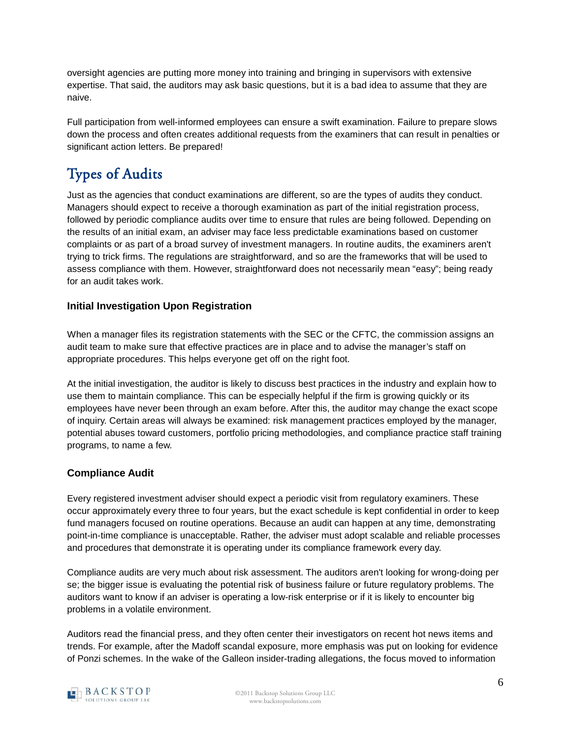oversight agencies are putting more money into training and bringing in supervisors with extensive expertise. That said, the auditors may ask basic questions, but it is a bad idea to assume that they are naive.

Full participation from well-informed employees can ensure a swift examination. Failure to prepare slows down the process and often creates additional requests from the examiners that can result in penalties or significant action letters. Be prepared!

## Types of Audits

Just as the agencies that conduct examinations are different, so are the types of audits they conduct. Managers should expect to receive a thorough examination as part of the initial registration process, followed by periodic compliance audits over time to ensure that rules are being followed. Depending on the results of an initial exam, an adviser may face less predictable examinations based on customer complaints or as part of a broad survey of investment managers. In routine audits, the examiners aren't trying to trick firms. The regulations are straightforward, and so are the frameworks that will be used to assess compliance with them. However, straightforward does not necessarily mean "easy"; being ready for an audit takes work.

### Initial Investigation Upon Registration

When a manager files its registration statements with the SEC or the CFTC, the commission assigns an audit team to make sure that effective practices are in place and to advise the manager's staff on appropriate procedures. This helps everyone get off on the right foot.

At the initial investigation, the auditor is likely to discuss best practices in the industry and explain how to use them to maintain compliance. This can be especially helpful if the firm is growing quickly or its employees have never been through an exam before. After this, the auditor may change the exact scope of inquiry. Certain areas will always be examined: risk management practices employed by the manager, potential abuses toward customers, portfolio pricing methodologies, and compliance practice staff training programs, to name a few.

### Compliance Audit

Every registered investment adviser should expect a periodic visit from regulatory examiners. These occur approximately every three to four years, but the exact schedule is kept confidential in order to keep fund managers focused on routine operations. Because an audit can happen at any time, demonstrating point-in-time compliance is unacceptable. Rather, the adviser must adopt scalable and reliable processes and procedures that demonstrate it is operating under its compliance framework every day.

Compliance audits are very much about risk assessment. The auditors aren't looking for wrong-doing per se; the bigger issue is evaluating the potential risk of business failure or future regulatory problems. The auditors want to know if an adviser is operating a low-risk enterprise or if it is likely to encounter big problems in a volatile environment.

Auditors read the financial press, and they often center their investigators on recent hot news items and trends. For example, after the Madoff scandal exposure, more emphasis was put on looking for evidence of Ponzi schemes. In the wake of the Galleon insider-trading allegations, the focus moved to information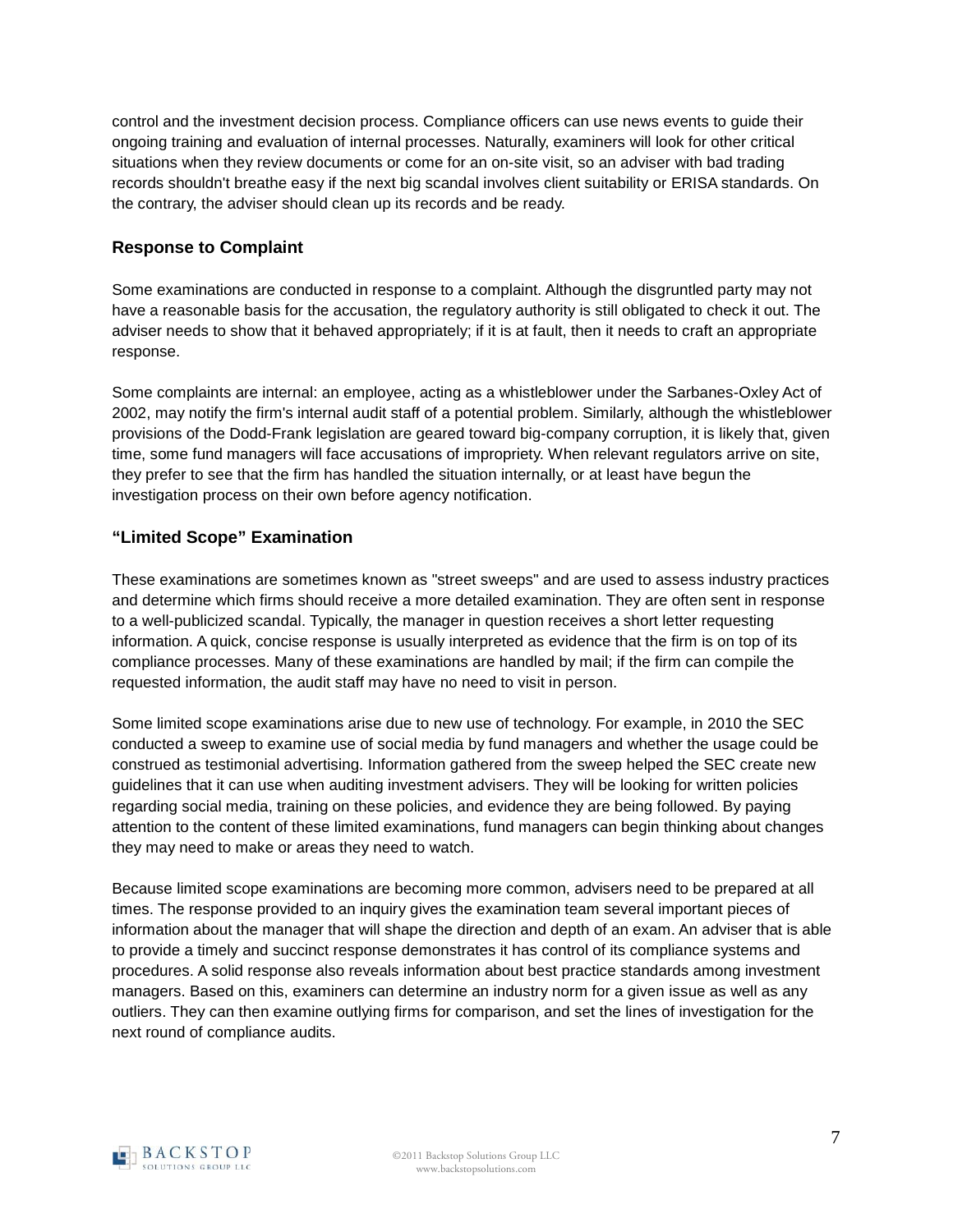control and the investment decision process. Compliance officers can use news events to guide their ongoing training and evaluation of internal processes. Naturally, examiners will look for other critical situations when they review documents or come for an on-site visit, so an adviser with bad trading records shouldn't breathe easy if the next big scandal involves client suitability or ERISA standards. On the contrary, the adviser should clean up its records and be ready.

### Response to Complaint

Some examinations are conducted in response to a complaint. Although the disgruntled party may not have a reasonable basis for the accusation, the regulatory authority is still obligated to check it out. The adviser needs to show that it behaved appropriately; if it is at fault, then it needs to craft an appropriate response.

Some complaints are internal: an employee, acting as a whistleblower under the Sarbanes-Oxley Act of 2002, may notify the firm's internal audit staff of a potential problem. Similarly, although the whistleblower provisions of the Dodd-Frank legislation are geared toward big-company corruption, it is likely that, given time, some fund managers will face accusations of impropriety. When relevant regulators arrive on site, they prefer to see that the firm has handled the situation internally, or at least have begun the investigation process on their own before agency notification.

### "Limited Scope" Examination

These examinations are sometimes known as "street sweeps" and are used to assess industry practices and determine which firms should receive a more detailed examination. They are often sent in response to a well-publicized scandal. Typically, the manager in question receives a short letter requesting information. A quick, concise response is usually interpreted as evidence that the firm is on top of its compliance processes. Many of these examinations are handled by mail; if the firm can compile the requested information, the audit staff may have no need to visit in person.

Some limited scope examinations arise due to new use of technology. For example, in 2010 the SEC conducted a sweep to examine use of social media by fund managers and whether the usage could be construed as testimonial advertising. Information gathered from the sweep helped the SEC create new guidelines that it can use when auditing investment advisers. They will be looking for written policies regarding social media, training on these policies, and evidence they are being followed. By paying attention to the content of these limited examinations, fund managers can begin thinking about changes they may need to make or areas they need to watch.

Because limited scope examinations are becoming more common, advisers need to be prepared at all times. The response provided to an inquiry gives the examination team several important pieces of information about the manager that will shape the direction and depth of an exam. An adviser that is able to provide a timely and succinct response demonstrates it has control of its compliance systems and procedures. A solid response also reveals information about best practice standards among investment managers. Based on this, examiners can determine an industry norm for a given issue as well as any outliers. They can then examine outlying firms for comparison, and set the lines of investigation for the next round of compliance audits.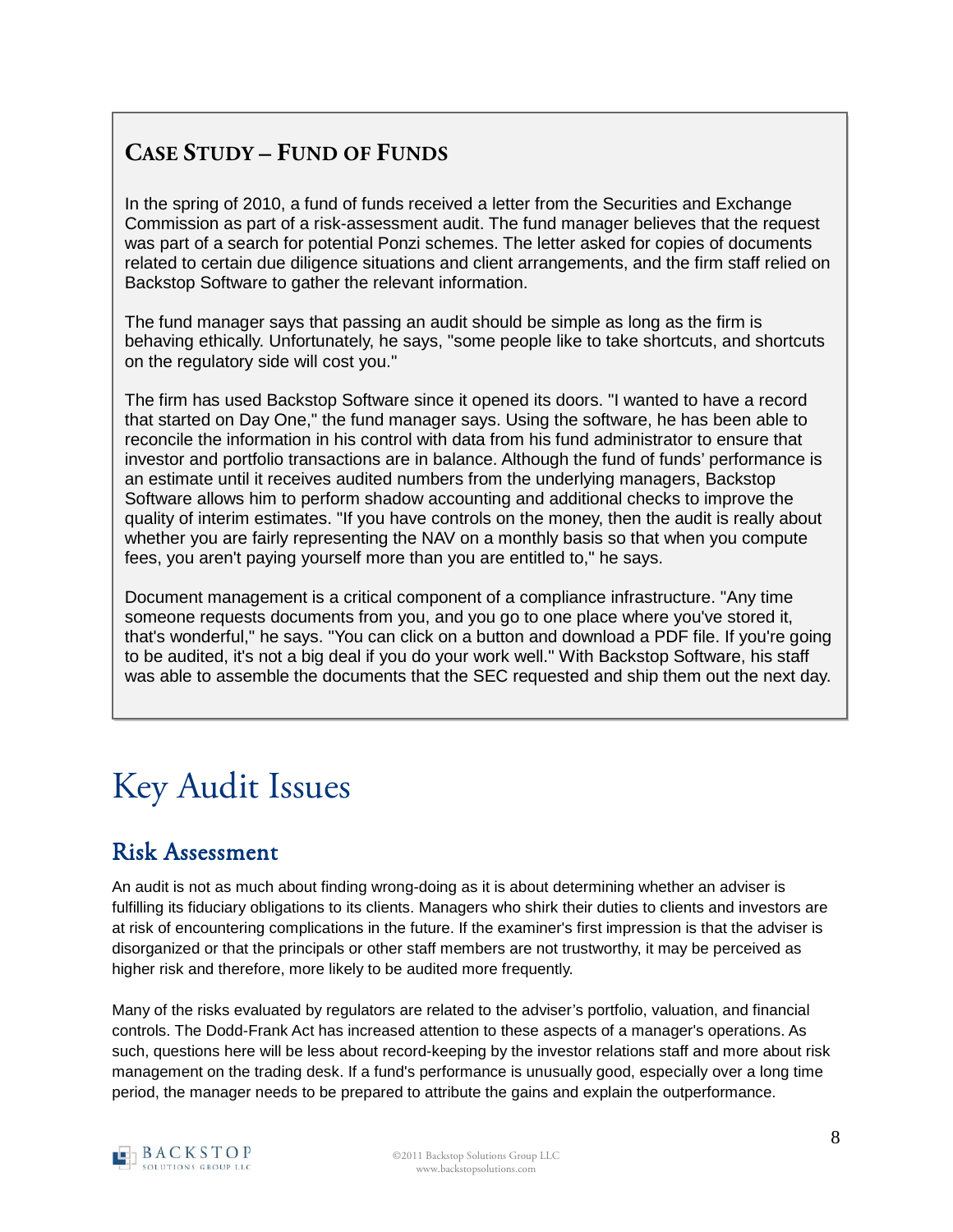### Case Study – Fund of Funds

In the spring of 2010, a fund of funds received a letter from the Securities and Exchange Commission as part of a risk-assessment audit. The fund manager believes that the request was part of a search for potential Ponzi schemes. The letter asked for copies of documents related to certain due diligence situations and client arrangements, and the firm staff relied on Backstop Software to gather the relevant information.

The fund manager says that passing an audit should be simple as long as the firm is behaving ethically. Unfortunately, he says, "some people like to take shortcuts, and shortcuts on the regulatory side will cost you."

The firm has used Backstop Software since it opened its doors. "I wanted to have a record that started on Day One," the fund manager says. Using the software, he has been able to reconcile the information in his control with data from his fund administrator to ensure that investor and portfolio transactions are in balance. Although the fund of funds' performance is an estimate until it receives audited numbers from the underlying managers, Backstop Software allows him to perform shadow accounting and additional checks to improve the quality of interim estimates. "If you have controls on the money, then the audit is really about whether you are fairly representing the NAV on a monthly basis so that when you compute fees, you aren't paying yourself more than you are entitled to," he says.

Document management is a critical component of a compliance infrastructure. "Any time someone requests documents from you, and you go to one place where you've stored it, that's wonderful," he says. "You can click on a button and download a PDF file. If you're going to be audited, it's not a big deal if you do your work well." With Backstop Software, his staff was able to assemble the documents that the SEC requested and ship them out the next day.

# Key Audit Issues

## Risk Assessment

An audit is not as much about finding wrong-doing as it is about determining whether an adviser is fulfilling its fiduciary obligations to its clients. Managers who shirk their duties to clients and investors are at risk of encountering complications in the future. If the examiner's first impression is that the adviser is disorganized or that the principals or other staff members are not trustworthy, it may be perceived as higher risk and therefore, more likely to be audited more frequently.

Many of the risks evaluated by regulators are related to the adviser's portfolio, valuation, and financial controls. The Dodd-Frank Act has increased attention to these aspects of a manager's operations. As such, questions here will be less about record-keeping by the investor relations staff and more about risk management on the trading desk. If a fund's performance is unusually good, especially over a long time period, the manager needs to be prepared to attribute the gains and explain the outperformance.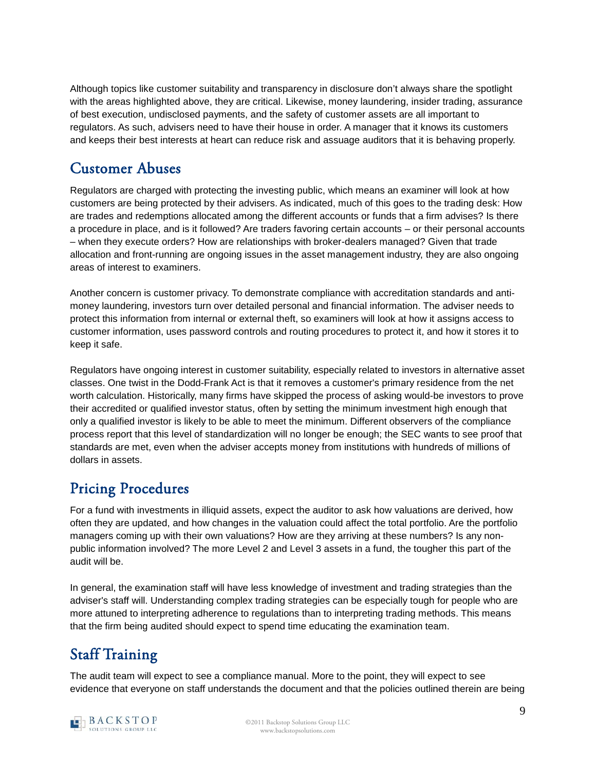Although topics like customer suitability and transparency in disclosure don't always share the spotlight with the areas highlighted above, they are critical. Likewise, money laundering, insider trading, assurance of best execution, undisclosed payments, and the safety of customer assets are all important to regulators. As such, advisers need to have their house in order. A manager that it knows its customers and keeps their best interests at heart can reduce risk and assuage auditors that it is behaving properly.

## Customer Abuses

Regulators are charged with protecting the investing public, which means an examiner will look at how customers are being protected by their advisers. As indicated, much of this goes to the trading desk: How are trades and redemptions allocated among the different accounts or funds that a firm advises? Is there a procedure in place, and is it followed? Are traders favoring certain accounts – or their personal accounts – when they execute orders? How are relationships with broker-dealers managed? Given that trade allocation and front-running are ongoing issues in the asset management industry, they are also ongoing areas of interest to examiners.

Another concern is customer privacy. To demonstrate compliance with accreditation standards and anti-money laundering, investors turn over detailed personal and financial information. The adviser needs to protect this information from internal or external theft, so examiners will look at how it assigns access to customer information, uses password controls and routing procedures to protect it, and how it stores it to keep it safe.

Regulators have ongoing interest in customer suitability, especially related to investors in alternative asset classes. One twist in the Dodd-Frank Act is that it removes a customer's primary residence from the net worth calculation. Historically, many firms have skipped the process of asking would-be investors to prove their accredited or qualified investor status, often by setting the minimum investment high enough that only a qualified investor is likely to be able to meet the minimum. Different observers of the compliance process report that this level of standardization will no longer be enough; the SEC wants to see proof that standards are met, even when the adviser accepts money from institutions with hundreds of millions of dollars in assets.

## Pricing Procedures

For a fund with investments in illiquid assets, expect the auditor to ask how valuations are derived, how often they are updated, and how changes in the valuation could affect the total portfolio. Are the portfolio managers coming up with their own valuations? How are they arriving at these numbers? Is any non-public information involved? The more Level 2 and Level 3 assets in a fund, the tougher this part of the audit will be.

In general, the examination staff will have less knowledge of investment and trading strategies than the adviser's staff will. Understanding complex trading strategies can be especially tough for people who are more attuned to interpreting adherence to regulations than to interpreting trading methods. This means that the firm being audited should expect to spend time educating the examination team.

## Staff Training

The audit team will expect to see a compliance manual. More to the point, they will expect to see evidence that everyone on staff understands the document and that the policies outlined therein are being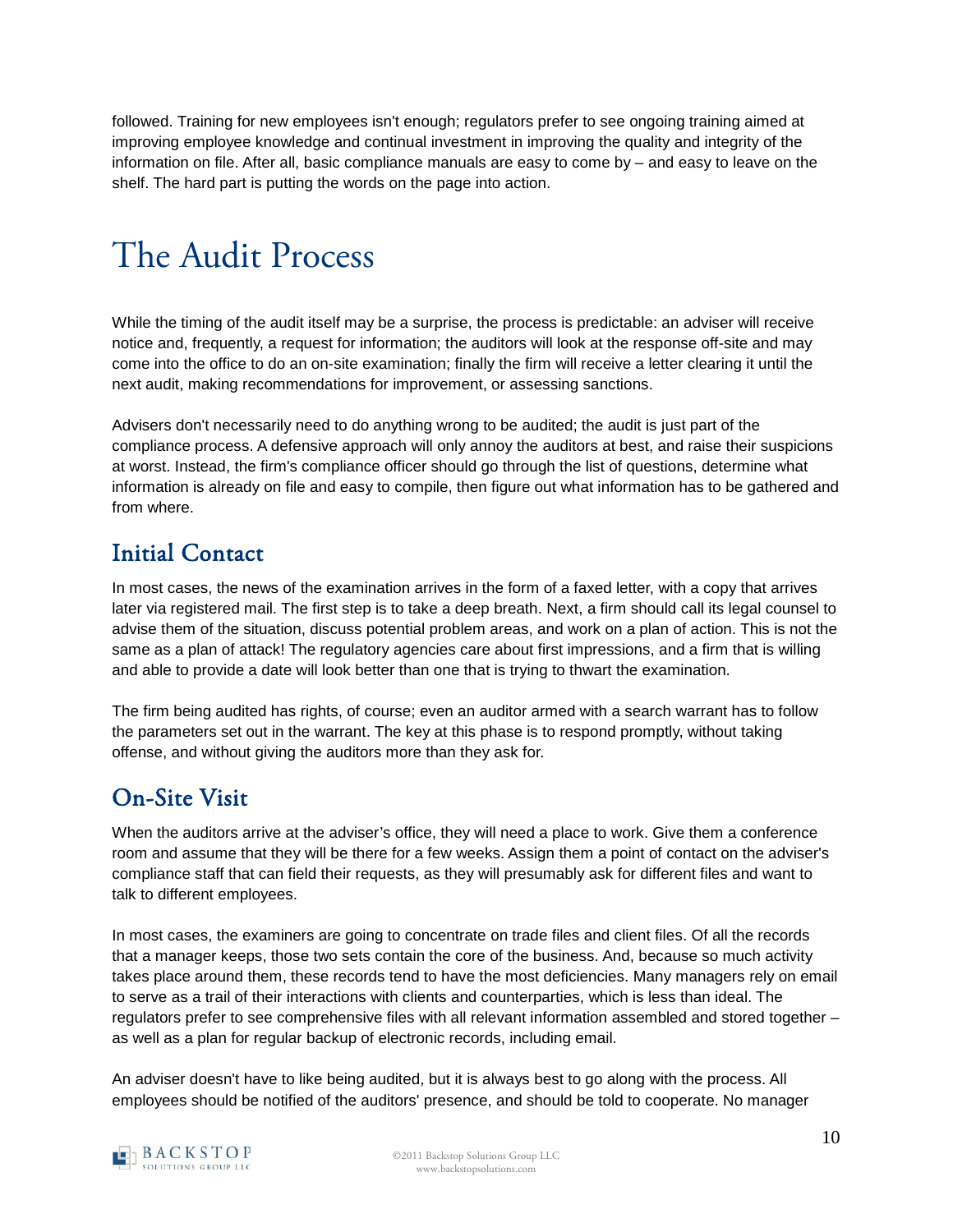followed. Training for new employees isn't enough; regulators prefer to see ongoing training aimed at improving employee knowledge and continual investment in improving the quality and integrity of the information on file. After all, basic compliance manuals are easy to come by – and easy to leave on the shelf. The hard part is putting the words on the page into action.

# The Audit Process

While the timing of the audit itself may be a surprise, the process is predictable: an adviser will receive notice and, frequently, a request for information; the auditors will look at the response off-site and may come into the office to do an on-site examination; finally the firm will receive a letter clearing it until the next audit, making recommendations for improvement, or assessing sanctions.

Advisers don't necessarily need to do anything wrong to be audited; the audit is just part of the compliance process. A defensive approach will only annoy the auditors at best, and raise their suspicions at worst. Instead, the firm's compliance officer should go through the list of questions, determine what information is already on file and easy to compile, then figure out what information has to be gathered and from where.

## Initial Contact

In most cases, the news of the examination arrives in the form of a faxed letter, with a copy that arrives later via registered mail. The first step is to take a deep breath. Next, a firm should call its legal counsel to advise them of the situation, discuss potential problem areas, and work on a plan of action. This is not the same as a plan of attack! The regulatory agencies care about first impressions, and a firm that is willing and able to provide a date will look better than one that is trying to thwart the examination.

The firm being audited has rights, of course; even an auditor armed with a search warrant has to follow the parameters set out in the warrant. The key at this phase is to respond promptly, without taking offense, and without giving the auditors more than they ask for.

## On-Site Visit

When the auditors arrive at the adviser's office, they will need a place to work. Give them a conference room and assume that they will be there for a few weeks. Assign them a point of contact on the adviser's compliance staff that can field their requests, as they will presumably ask for different files and want to talk to different employees.

In most cases, the examiners are going to concentrate on trade files and client files. Of all the records that a manager keeps, those two sets contain the core of the business. And, because so much activity takes place around them, these records tend to have the most deficiencies. Many managers rely on email to serve as a trail of their interactions with clients and counterparties, which is less than ideal. The regulators prefer to see comprehensive files with all relevant information assembled and stored together – as well as a plan for regular backup of electronic records, including email.

An adviser doesn't have to like being audited, but it is always best to go along with the process. All employees should be notified of the auditors' presence, and should be told to cooperate. No manager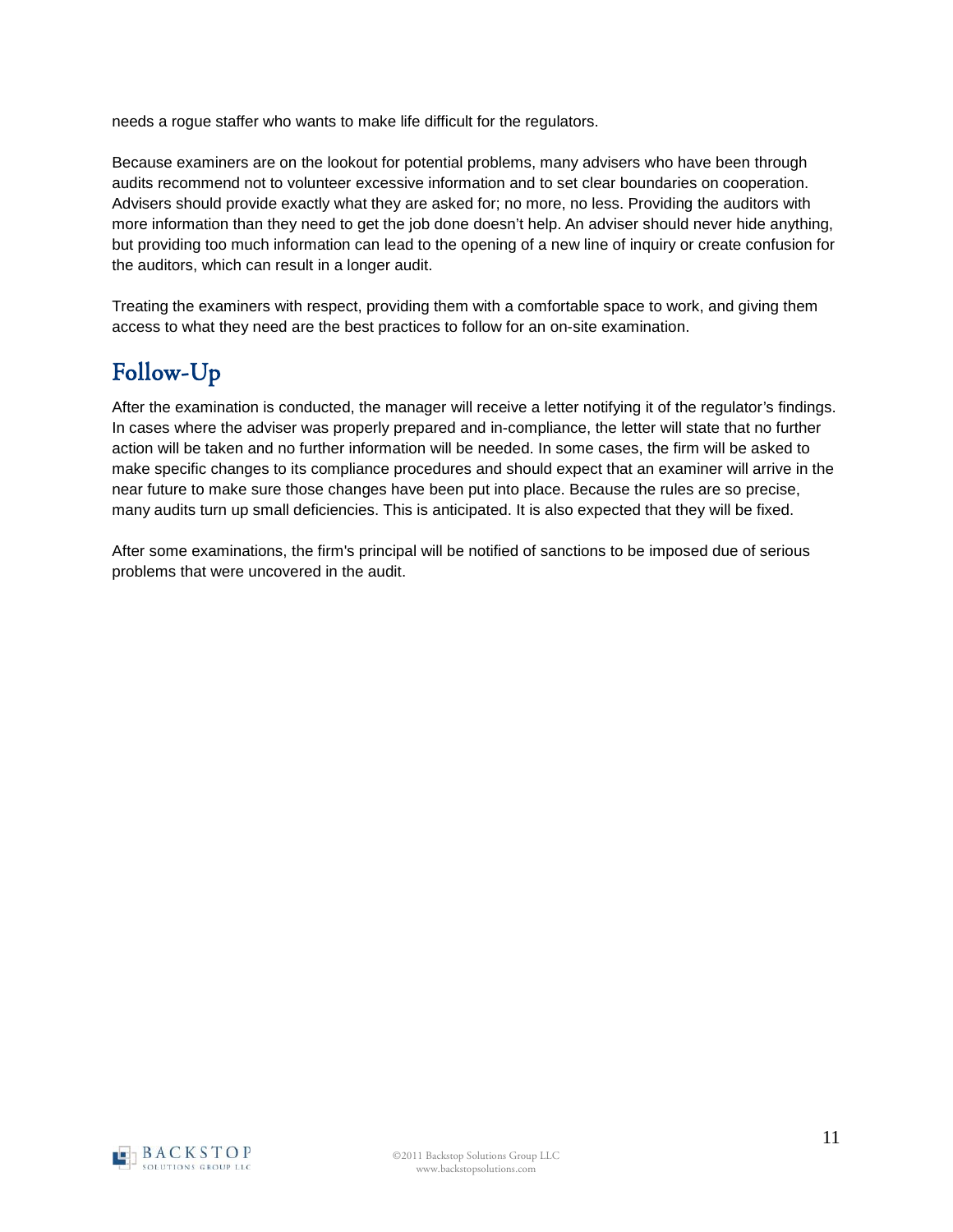needs a rogue staffer who wants to make life difficult for the regulators.

Because examiners are on the lookout for potential problems, many advisers who have been through audits recommend not to volunteer excessive information and to set clear boundaries on cooperation. Advisers should provide exactly what they are asked for; no more, no less. Providing the auditors with more information than they need to get the job done doesn't help. An adviser should never hide anything, but providing too much information can lead to the opening of a new line of inquiry or create confusion for the auditors, which can result in a longer audit.

Treating the examiners with respect, providing them with a comfortable space to work, and giving them access to what they need are the best practices to follow for an on-site examination.

## Follow-Up

After the examination is conducted, the manager will receive a letter notifying it of the regulator's findings. In cases where the adviser was properly prepared and in-compliance, the letter will state that no further action will be taken and no further information will be needed. In some cases, the firm will be asked to make specific changes to its compliance procedures and should expect that an examiner will arrive in the near future to make sure those changes have been put into place. Because the rules are so precise, many audits turn up small deficiencies. This is anticipated. It is also expected that they will be fixed.

After some examinations, the firm's principal will be notified of sanctions to be imposed due of serious problems that were uncovered in the audit.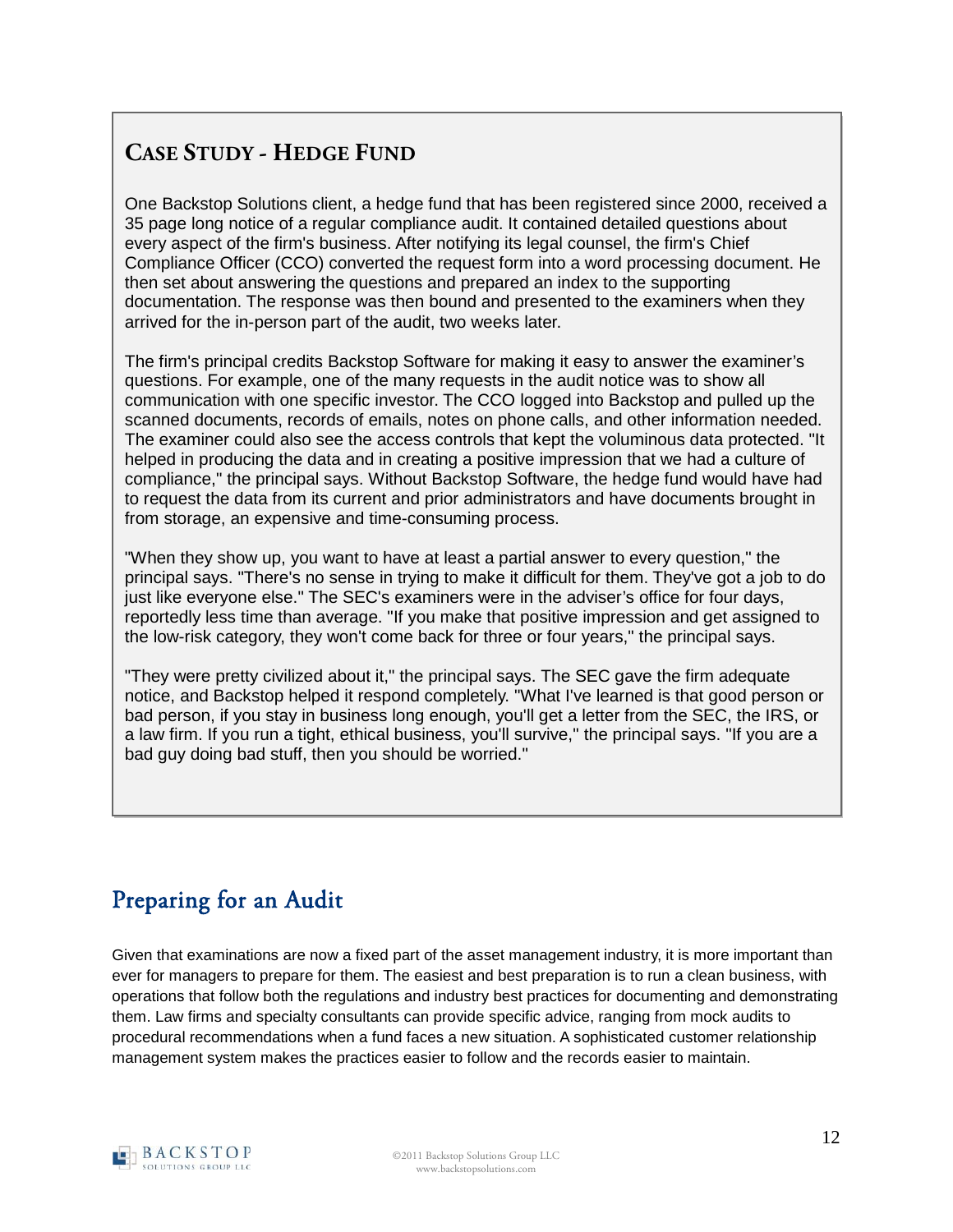## Case Study - Hedge Fund

One Backstop Solutions client, a hedge fund that has been registered since 2000, received a 35 page long notice of a regular compliance audit. It contained detailed questions about every aspect of the firm's business. After notifying its legal counsel, the firm's Chief Compliance Officer (CCO) converted the request form into a word processing document. He then set about answering the questions and prepared an index to the supporting documentation. The response was then bound and presented to the examiners when they arrived for the in-person part of the audit, two weeks later.

The firm's principal credits Backstop Software for making it easy to answer the examiner's questions. For example, one of the many requests in the audit notice was to show all communication with one specific investor. The CCO logged into Backstop and pulled up the scanned documents, records of emails, notes on phone calls, and other information needed. The examiner could also see the access controls that kept the voluminous data protected. "It helped in producing the data and in creating a positive impression that we had a culture of compliance," the principal says. Without Backstop Software, the hedge fund would have had to request the data from its current and prior administrators and have documents brought in from storage, an expensive and time-consuming process.

"When they show up, you want to have at least a partial answer to every question," the principal says. "There's no sense in trying to make it difficult for them. They've got a job to do just like everyone else." The SEC's examiners were in the adviser's office for four days, reportedly less time than average. "If you make that positive impression and get assigned to the low-risk category, they won't come back for three or four years," the principal says.

"They were pretty civilized about it," the principal says. The SEC gave the firm adequate notice, and Backstop helped it respond completely. "What I've learned is that good person or bad person, if you stay in business long enough, you'll get a letter from the SEC, the IRS, or a law firm. If you run a tight, ethical business, you'll survive," the principal says. "If you are a bad guy doing bad stuff, then you should be worried."

## Preparing for an Audit

Given that examinations are now a fixed part of the asset management industry, it is more important than ever for managers to prepare for them. The easiest and best preparation is to run a clean business, with operations that follow both the regulations and industry best practices for documenting and demonstrating them. Law firms and specialty consultants can provide specific advice, ranging from mock audits to procedural recommendations when a fund faces a new situation. A sophisticated customer relationship management system makes the practices easier to follow and the records easier to maintain.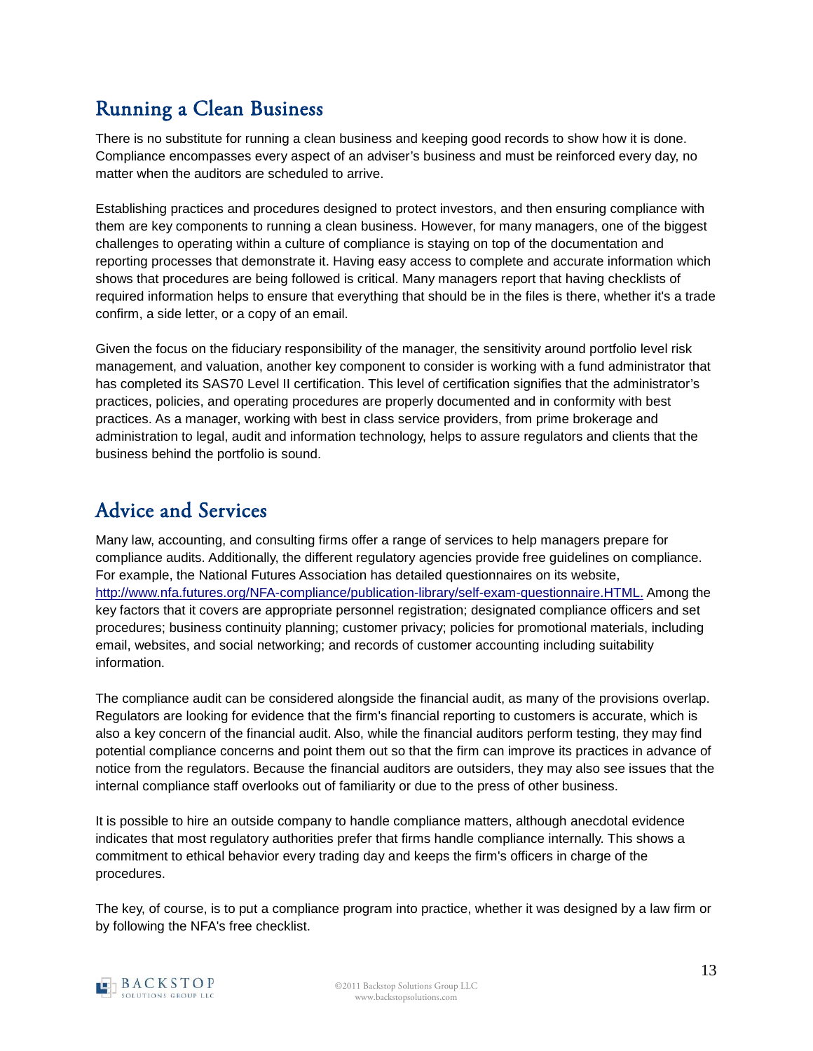## Running a Clean Business

There is no substitute for running a clean business and keeping good records to show how it is done. Compliance encompasses every aspect of an adviser's business and must be reinforced every day, no matter when the auditors are scheduled to arrive.

Establishing practices and procedures designed to protect investors, and then ensuring compliance with them are key components to running a clean business. However, for many managers, one of the biggest challenges to operating within a culture of compliance is staying on top of the documentation and reporting processes that demonstrate it. Having easy access to complete and accurate information which shows that procedures are being followed is critical. Many managers report that having checklists of required information helps to ensure that everything that should be in the files is there, whether it's a trade confirm, a side letter, or a copy of an email.

Given the focus on the fiduciary responsibility of the manager, the sensitivity around portfolio level risk management, and valuation, another key component to consider is working with a fund administrator that has completed its SAS70 Level II certification. This level of certification signifies that the administrator's practices, policies, and operating procedures are properly documented and in conformity with best practices. As a manager, working with best in class service providers, from prime brokerage and administration to legal, audit and information technology, helps to assure regulators and clients that the business behind the portfolio is sound.

## Advice and Services

Many law, accounting, and consulting firms offer a range of services to help managers prepare for compliance audits. Additionally, the different regulatory agencies provide free guidelines on compliance. For example, the National Futures Association has detailed questionnaires on its website, http://www.nfa.futures.org/NFA-compliance/publication-library/self-exam-questionnaire.HTML. Among the key factors that it covers are appropriate personnel registration; designated compliance officers and set procedures; business continuity planning; customer privacy; policies for promotional materials, including email, websites, and social networking; and records of customer accounting including suitability information.

The compliance audit can be considered alongside the financial audit, as many of the provisions overlap. Regulators are looking for evidence that the firm's financial reporting to customers is accurate, which is also a key concern of the financial audit. Also, while the financial auditors perform testing, they may find potential compliance concerns and point them out so that the firm can improve its practices in advance of notice from the regulators. Because the financial auditors are outsiders, they may also see issues that the internal compliance staff overlooks out of familiarity or due to the press of other business.

It is possible to hire an outside company to handle compliance matters, although anecdotal evidence indicates that most regulatory authorities prefer that firms handle compliance internally. This shows a commitment to ethical behavior every trading day and keeps the firm's officers in charge of the procedures.

The key, of course, is to put a compliance program into practice, whether it was designed by a law firm or by following the NFA's free checklist.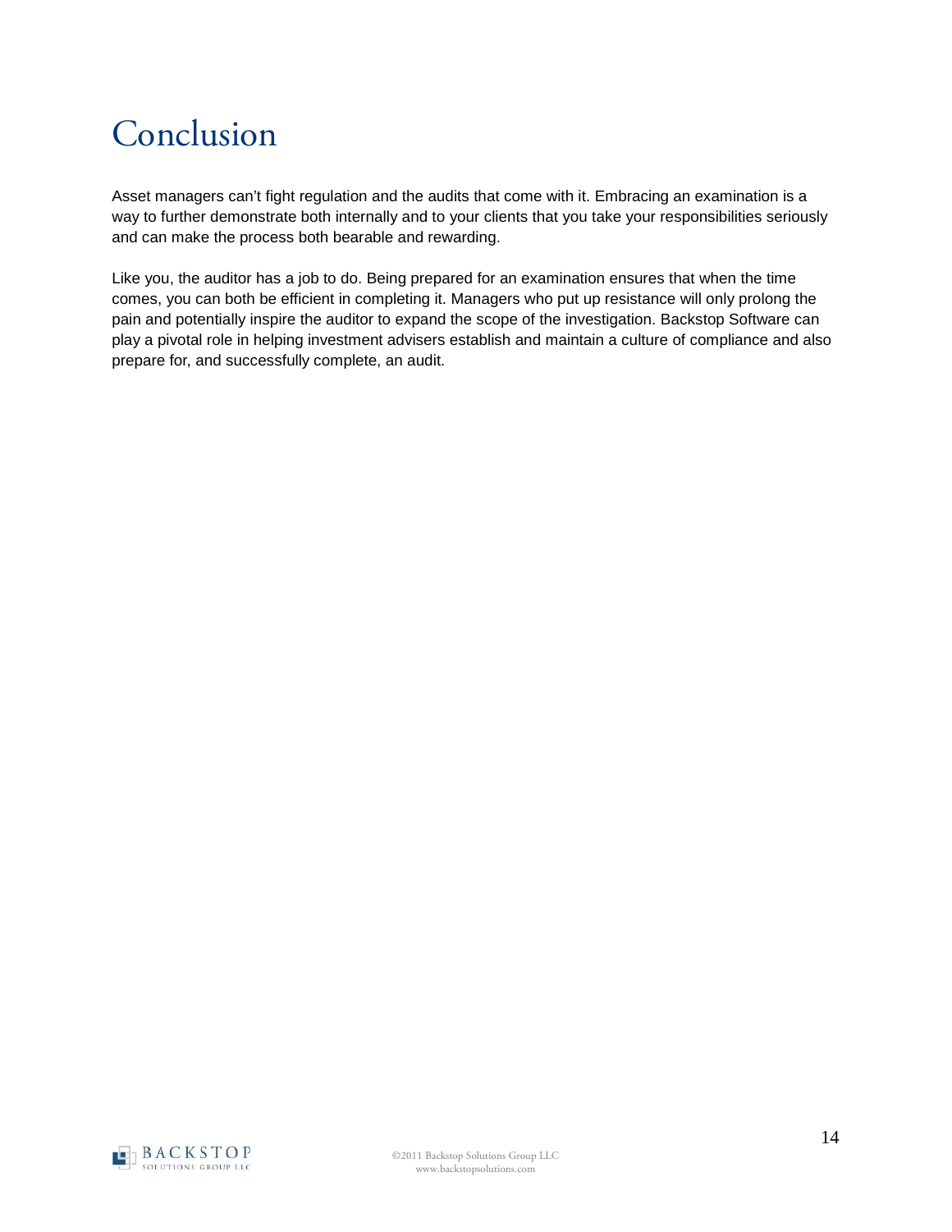# Conclusion

Asset managers can't fight regulation and the audits that come with it. Embracing an examination is a way to further demonstrate both internally and to your clients that you take your responsibilities seriously and can make the process both bearable and rewarding.

Like you, the auditor has a job to do. Being prepared for an examination ensures that when the time comes, you can both be efficient in completing it. Managers who put up resistance will only prolong the pain and potentially inspire the auditor to expand the scope of the investigation. Backstop Software can play a pivotal role in helping investment advisers establish and maintain a culture of compliance and also prepare for, and successfully complete, an audit.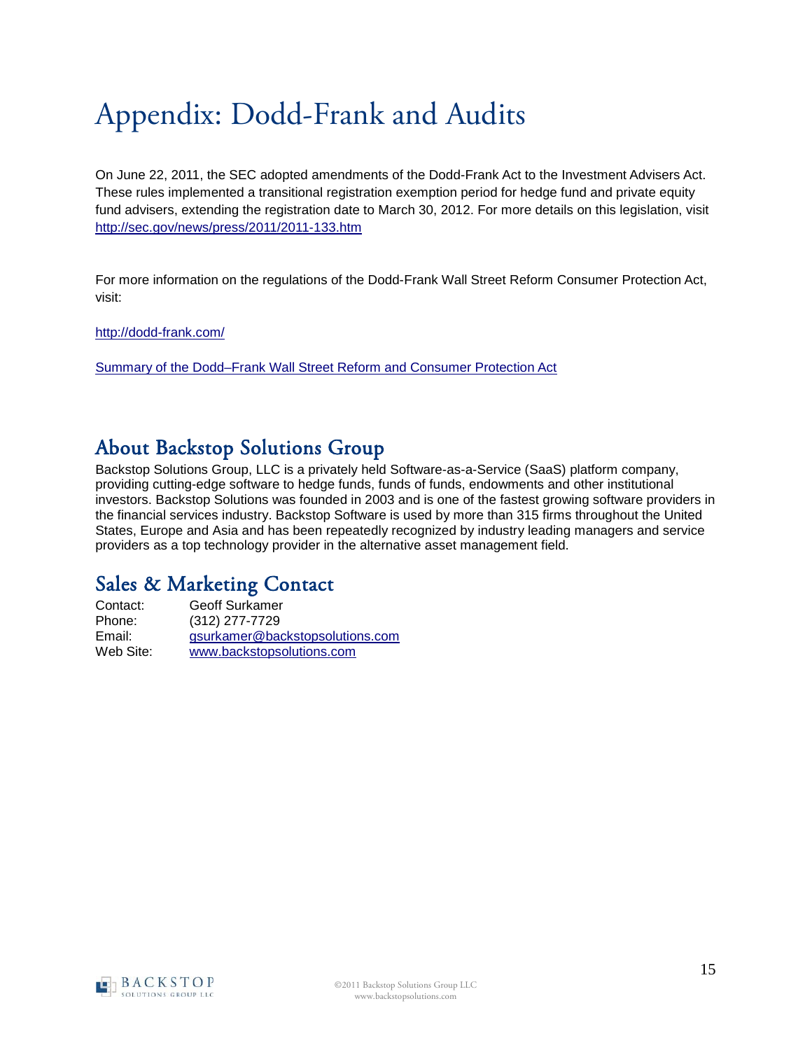# Appendix: Dodd-Frank and Audits

On June 22, 2011, the SEC adopted amendments of the Dodd-Frank Act to the Investment Advisers Act. These rules implemented a transitional registration exemption period for hedge fund and private equity fund advisers, extending the registration date to March 30, 2012. For more details on this legislation, visit http://sec.gov/news/press/2011/2011-133.htm

For more information on the regulations of the Dodd-Frank Wall Street Reform Consumer Protection Act, visit:

http://dodd-frank.com/

Summary of the Dodd–Frank Wall Street Reform and Consumer Protection Act

## About Backstop Solutions Group

Backstop Solutions Group, LLC is a privately held Software-as-a-Service (SaaS) platform company, providing cutting-edge software to hedge funds, funds of funds, endowments and other institutional investors. Backstop Solutions was founded in 2003 and is one of the fastest growing software providers in the financial services industry. Backstop Software is used by more than 315 firms throughout the United States, Europe and Asia and has been repeatedly recognized by industry leading managers and service providers as a top technology provider in the alternative asset management field.

## Sales & Marketing Contact

| | |
|---|---|
| Contact: | Geoff Surkamer |
| Phone: | (312) 277-7729 |
| Email: | gsurkamer@backstopsolutions.com |
| Web Site: | www.backstopsolutions.com |